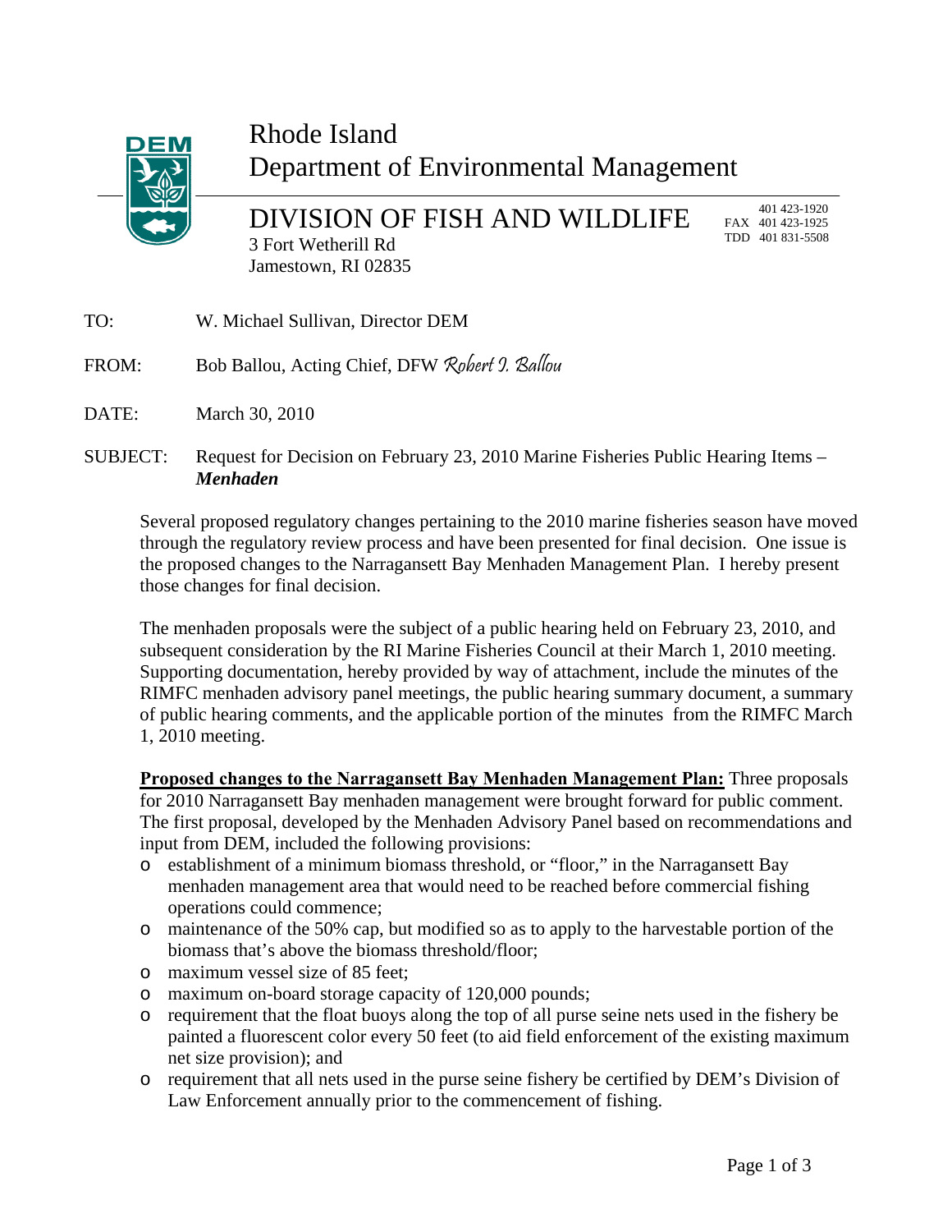# Rhode Island
# Department of Environmental Management

## DIVISION OF FISH AND WILDLIFE

3 Fort Wetherill Rd
Jamestown, RI 02835

401 423-1920
FAX 401 423-1925
TDD 401 831-5508

TO: W. Michael Sullivan, Director DEM

FROM: Bob Ballou, Acting Chief, DFW *Robert J. Ballou*

DATE: March 30, 2010

SUBJECT: Request for Decision on February 23, 2010 Marine Fisheries Public Hearing Items – ***Menhaden***

Several proposed regulatory changes pertaining to the 2010 marine fisheries season have moved through the regulatory review process and have been presented for final decision. One issue is the proposed changes to the Narragansett Bay Menhaden Management Plan. I hereby present those changes for final decision.

The menhaden proposals were the subject of a public hearing held on February 23, 2010, and subsequent consideration by the RI Marine Fisheries Council at their March 1, 2010 meeting. Supporting documentation, hereby provided by way of attachment, include the minutes of the RIMFC menhaden advisory panel meetings, the public hearing summary document, a summary of public hearing comments, and the applicable portion of the minutes from the RIMFC March 1, 2010 meeting.

**Proposed changes to the Narragansett Bay Menhaden Management Plan:** Three proposals for 2010 Narragansett Bay menhaden management were brought forward for public comment. The first proposal, developed by the Menhaden Advisory Panel based on recommendations and input from DEM, included the following provisions:

- establishment of a minimum biomass threshold, or "floor," in the Narragansett Bay menhaden management area that would need to be reached before commercial fishing operations could commence;
- maintenance of the 50% cap, but modified so as to apply to the harvestable portion of the biomass that's above the biomass threshold/floor;
- maximum vessel size of 85 feet;
- maximum on-board storage capacity of 120,000 pounds;
- requirement that the float buoys along the top of all purse seine nets used in the fishery be painted a fluorescent color every 50 feet (to aid field enforcement of the existing maximum net size provision); and
- requirement that all nets used in the purse seine fishery be certified by DEM's Division of Law Enforcement annually prior to the commencement of fishing.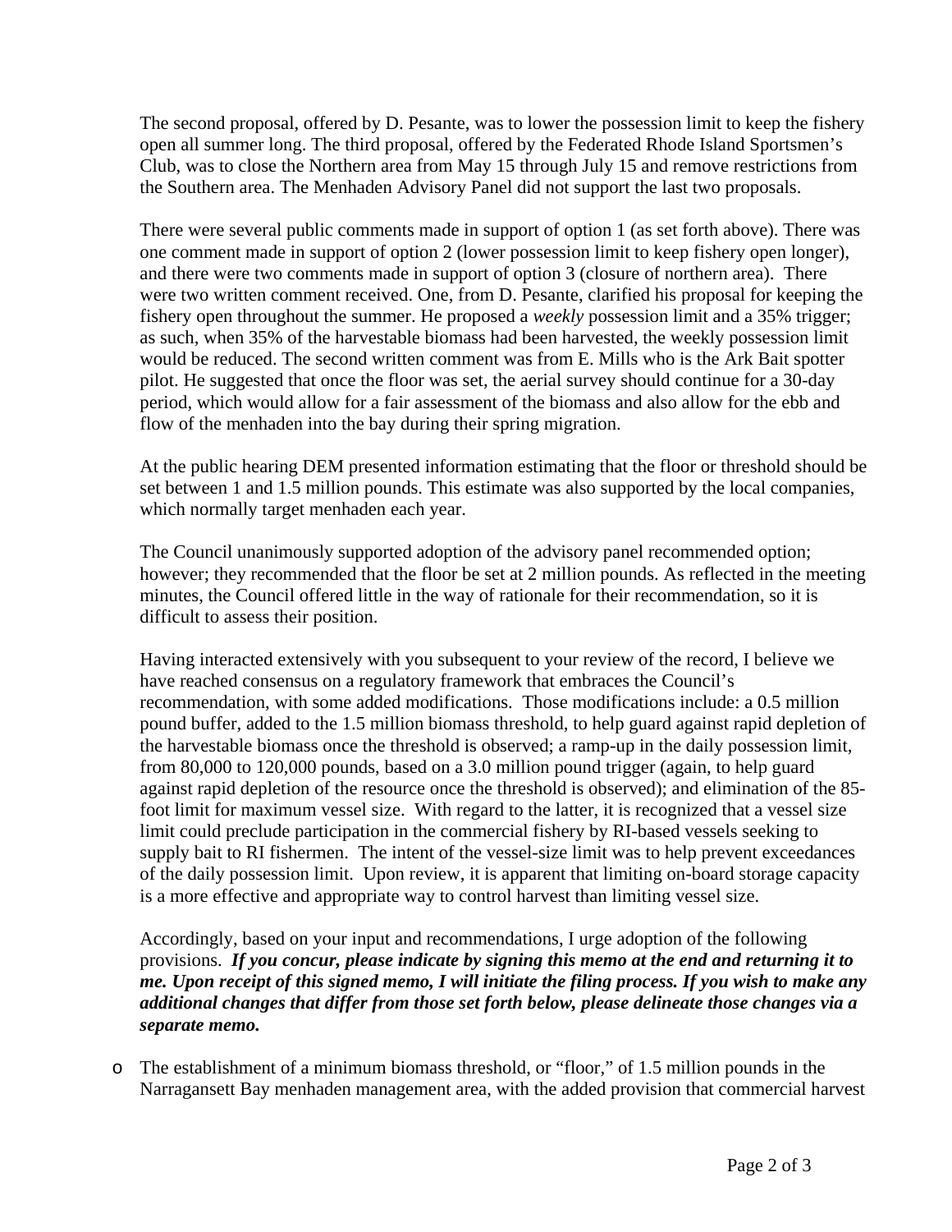The second proposal, offered by D. Pesante, was to lower the possession limit to keep the fishery open all summer long. The third proposal, offered by the Federated Rhode Island Sportsmen's Club, was to close the Northern area from May 15 through July 15 and remove restrictions from the Southern area. The Menhaden Advisory Panel did not support the last two proposals.

There were several public comments made in support of option 1 (as set forth above). There was one comment made in support of option 2 (lower possession limit to keep fishery open longer), and there were two comments made in support of option 3 (closure of northern area). There were two written comment received. One, from D. Pesante, clarified his proposal for keeping the fishery open throughout the summer. He proposed a *weekly* possession limit and a 35% trigger; as such, when 35% of the harvestable biomass had been harvested, the weekly possession limit would be reduced. The second written comment was from E. Mills who is the Ark Bait spotter pilot. He suggested that once the floor was set, the aerial survey should continue for a 30-day period, which would allow for a fair assessment of the biomass and also allow for the ebb and flow of the menhaden into the bay during their spring migration.

At the public hearing DEM presented information estimating that the floor or threshold should be set between 1 and 1.5 million pounds. This estimate was also supported by the local companies, which normally target menhaden each year.

The Council unanimously supported adoption of the advisory panel recommended option; however; they recommended that the floor be set at 2 million pounds. As reflected in the meeting minutes, the Council offered little in the way of rationale for their recommendation, so it is difficult to assess their position.

Having interacted extensively with you subsequent to your review of the record, I believe we have reached consensus on a regulatory framework that embraces the Council's recommendation, with some added modifications. Those modifications include: a 0.5 million pound buffer, added to the 1.5 million biomass threshold, to help guard against rapid depletion of the harvestable biomass once the threshold is observed; a ramp-up in the daily possession limit, from 80,000 to 120,000 pounds, based on a 3.0 million pound trigger (again, to help guard against rapid depletion of the resource once the threshold is observed); and elimination of the 85-foot limit for maximum vessel size. With regard to the latter, it is recognized that a vessel size limit could preclude participation in the commercial fishery by RI-based vessels seeking to supply bait to RI fishermen. The intent of the vessel-size limit was to help prevent exceedances of the daily possession limit. Upon review, it is apparent that limiting on-board storage capacity is a more effective and appropriate way to control harvest than limiting vessel size.

Accordingly, based on your input and recommendations, I urge adoption of the following provisions. ***If you concur, please indicate by signing this memo at the end and returning it to me. Upon receipt of this signed memo, I will initiate the filing process. If you wish to make any additional changes that differ from those set forth below, please delineate those changes via a separate memo.***

- The establishment of a minimum biomass threshold, or "floor," of 1.5 million pounds in the Narragansett Bay menhaden management area, with the added provision that commercial harvest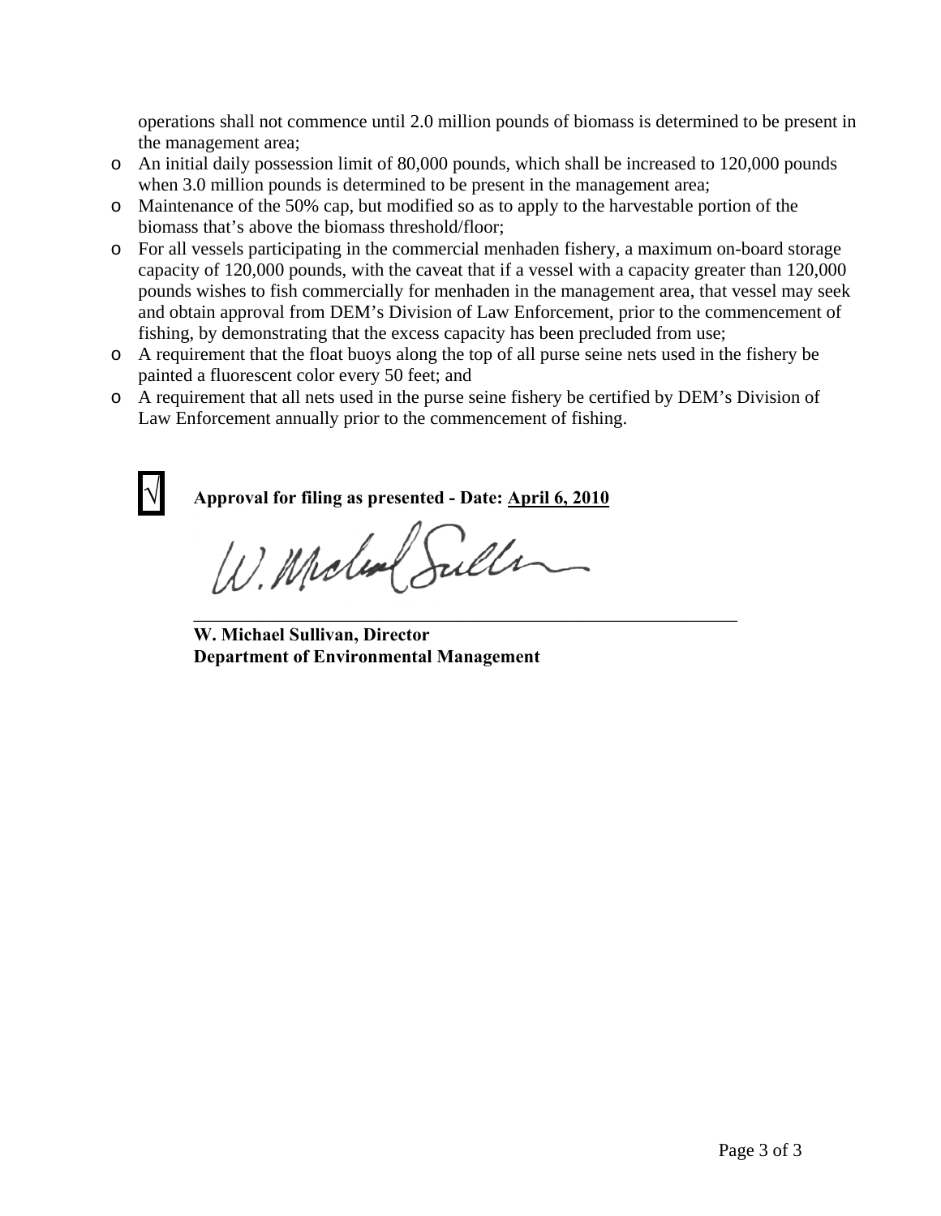operations shall not commence until 2.0 million pounds of biomass is determined to be present in the management area;

- An initial daily possession limit of 80,000 pounds, which shall be increased to 120,000 pounds when 3.0 million pounds is determined to be present in the management area;
- Maintenance of the 50% cap, but modified so as to apply to the harvestable portion of the biomass that's above the biomass threshold/floor;
- For all vessels participating in the commercial menhaden fishery, a maximum on-board storage capacity of 120,000 pounds, with the caveat that if a vessel with a capacity greater than 120,000 pounds wishes to fish commercially for menhaden in the management area, that vessel may seek and obtain approval from DEM's Division of Law Enforcement, prior to the commencement of fishing, by demonstrating that the excess capacity has been precluded from use;
- A requirement that the float buoys along the top of all purse seine nets used in the fishery be painted a fluorescent color every 50 feet; and
- A requirement that all nets used in the purse seine fishery be certified by DEM's Division of Law Enforcement annually prior to the commencement of fishing.

√ **Approval for filing as presented - Date: April 6, 2010**

W. Michael Sullivan

______________________________________________

**W. Michael Sullivan, Director**
**Department of Environmental Management**